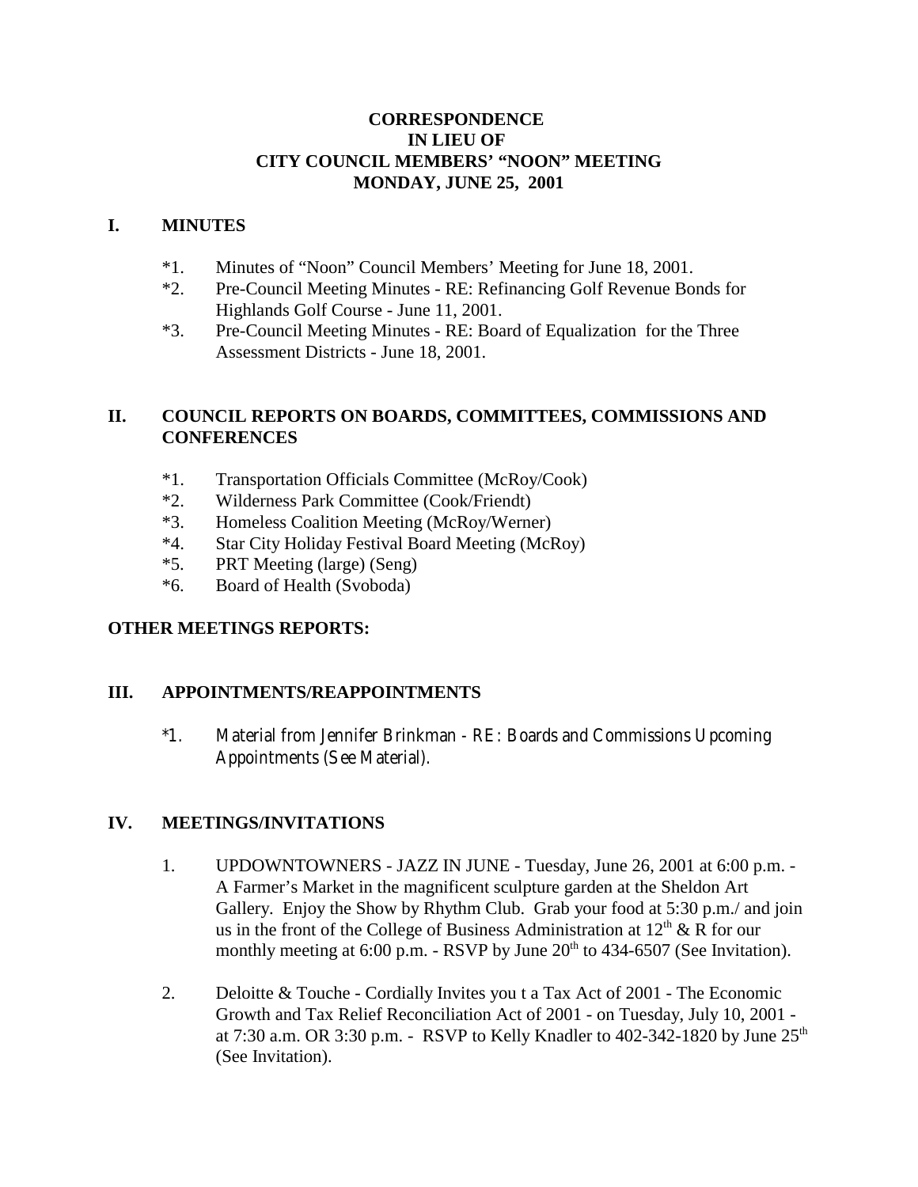# CORRESPONDENCE
# IN LIEU OF
# CITY COUNCIL MEMBERS' "NOON" MEETING
# MONDAY, JUNE 25, 2001

## I. MINUTES

*1. Minutes of "Noon" Council Members' Meeting for June 18, 2001.

*2. Pre-Council Meeting Minutes - RE: Refinancing Golf Revenue Bonds for Highlands Golf Course - June 11, 2001.

*3. Pre-Council Meeting Minutes - RE: Board of Equalization for the Three Assessment Districts - June 18, 2001.

## II. COUNCIL REPORTS ON BOARDS, COMMITTEES, COMMISSIONS AND CONFERENCES

*1. Transportation Officials Committee (McRoy/Cook)

*2. Wilderness Park Committee (Cook/Friendt)

*3. Homeless Coalition Meeting (McRoy/Werner)

*4. Star City Holiday Festival Board Meeting (McRoy)

*5. PRT Meeting (large) (Seng)

*6. Board of Health (Svoboda)

## OTHER MEETINGS REPORTS:

## III. APPOINTMENTS/REAPPOINTMENTS

*1. Material from Jennifer Brinkman - RE: Boards and Commissions Upcoming Appointments (See Material).

## IV. MEETINGS/INVITATIONS

1. UPDOWNTOWNERS - JAZZ IN JUNE - Tuesday, June 26, 2001 at 6:00 p.m. - A Farmer's Market in the magnificent sculpture garden at the Sheldon Art Gallery. Enjoy the Show by Rhythm Club. Grab your food at 5:30 p.m./ and join us in the front of the College of Business Administration at 12th & R for our monthly meeting at 6:00 p.m. - RSVP by June 20th to 434-6507 (See Invitation).

2. Deloitte & Touche - Cordially Invites you t a Tax Act of 2001 - The Economic Growth and Tax Relief Reconciliation Act of 2001 - on Tuesday, July 10, 2001 - at 7:30 a.m. OR 3:30 p.m. - RSVP to Kelly Knadler to 402-342-1820 by June 25th (See Invitation).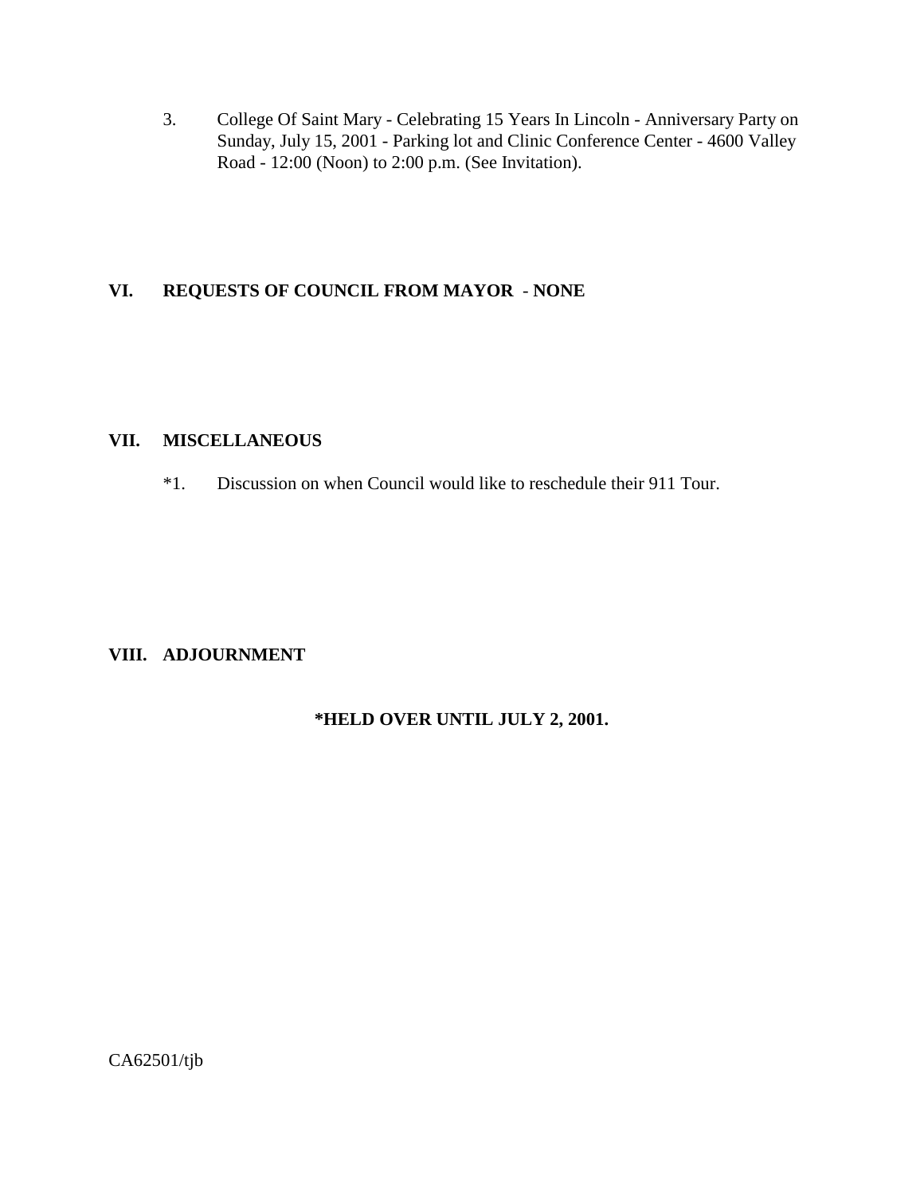3. College Of Saint Mary - Celebrating 15 Years In Lincoln - Anniversary Party on Sunday, July 15, 2001 - Parking lot and Clinic Conference Center - 4600 Valley Road - 12:00 (Noon) to 2:00 p.m. (See Invitation).

## VI. REQUESTS OF COUNCIL FROM MAYOR - NONE

## VII. MISCELLANEOUS

*1. Discussion on when Council would like to reschedule their 911 Tour.

## VIII. ADJOURNMENT

**\*HELD OVER UNTIL JULY 2, 2001.**

CA62501/tjb